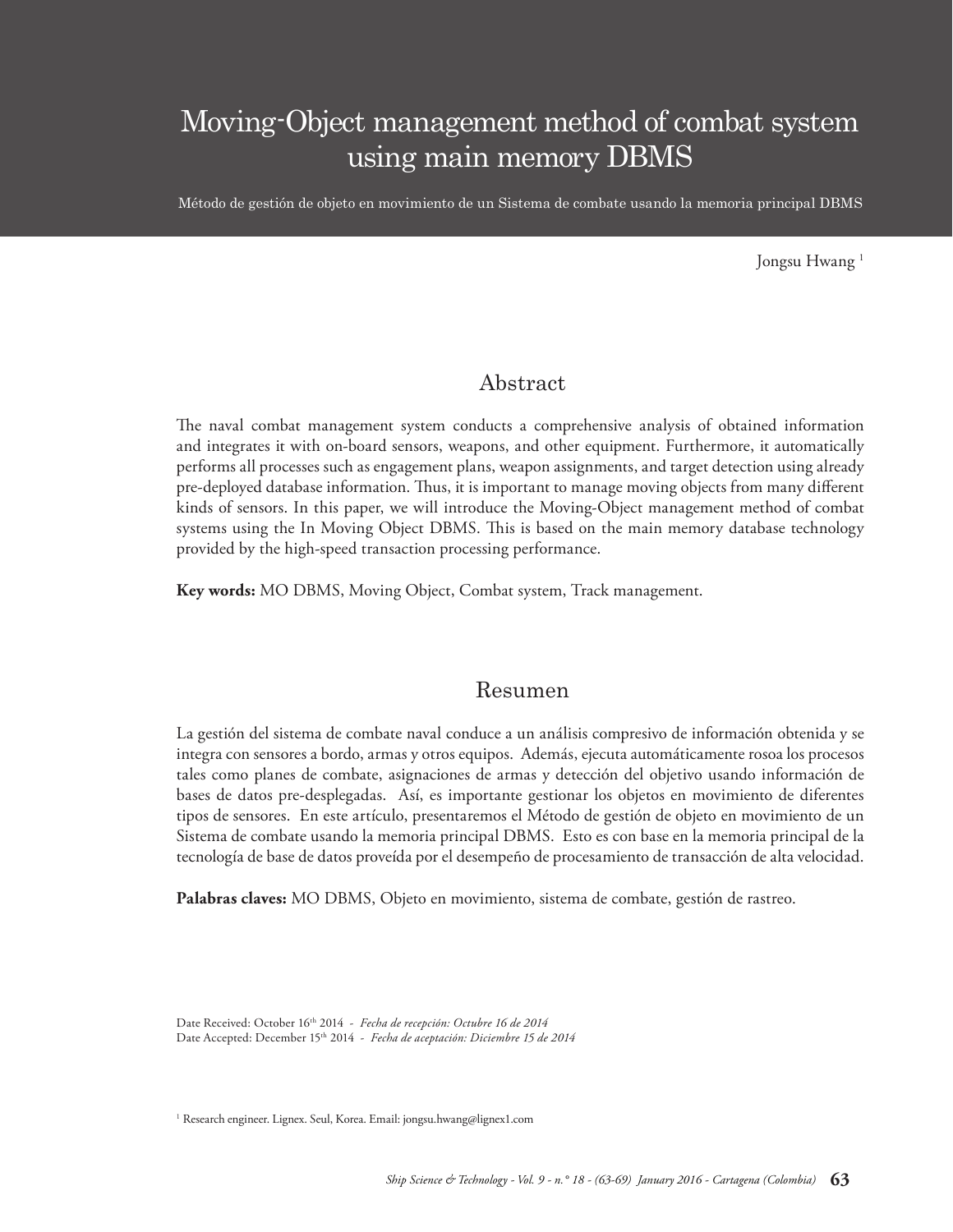# Moving-Object management method of combat system using main memory DBMS

Método de gestión de objeto en movimiento de un Sistema de combate usando la memoria principal DBMS

Jongsu Hwang [1]

## Abstract

The naval combat management system conducts a comprehensive analysis of obtained information and integrates it with on-board sensors, weapons, and other equipment. Furthermore, it automatically performs all processes such as engagement plans, weapon assignments, and target detection using already pre-deployed database information. Thus, it is important to manage moving objects from many different kinds of sensors. In this paper, we will introduce the Moving-Object management method of combat systems using the In Moving Object DBMS. This is based on the main memory database technology provided by the high-speed transaction processing performance.

**Key words:** MO DBMS, Moving Object, Combat system, Track management.

## Resumen

La gestión del sistema de combate naval conduce a un análisis compresivo de información obtenida y se integra con sensores a bordo, armas y otros equipos. Además, ejecuta automáticamente rosoa los procesos tales como planes de combate, asignaciones de armas y detección del objetivo usando información de bases de datos pre-desplegadas. Así, es importante gestionar los objetos en movimiento de diferentes tipos de sensores. En este artículo, presentaremos el Método de gestión de objeto en movimiento de un Sistema de combate usando la memoria principal DBMS. Esto es con base en la memoria principal de la tecnología de base de datos proveída por el desempeño de procesamiento de transacción de alta velocidad.

**Palabras claves:** MO DBMS, Objeto en movimiento, sistema de combate, gestión de rastreo.

Date Received: October 16th 2014 - *Fecha de recepción: Octubre 16 de 2014*
Date Accepted: December 15th 2014 - *Fecha de aceptación: Diciembre 15 de 2014*

[1] Research engineer. Lignex. Seul, Korea. Email: jongsu.hwang@lignex1.com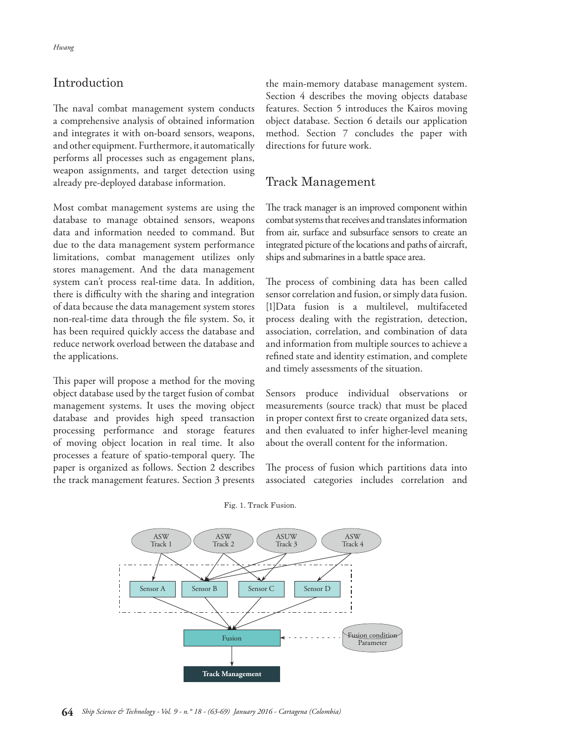## Introduction

The naval combat management system conducts a comprehensive analysis of obtained information and integrates it with on-board sensors, weapons, and other equipment. Furthermore, it automatically performs all processes such as engagement plans, weapon assignments, and target detection using already pre-deployed database information.

Most combat management systems are using the database to manage obtained sensors, weapons data and information needed to command. But due to the data management system performance limitations, combat management utilizes only stores management. And the data management system can't process real-time data. In addition, there is difficulty with the sharing and integration of data because the data management system stores non-real-time data through the file system. So, it has been required quickly access the database and reduce network overload between the database and the applications.

This paper will propose a method for the moving object database used by the target fusion of combat management systems. It uses the moving object database and provides high speed transaction processing performance and storage features of moving object location in real time. It also processes a feature of spatio-temporal query. The paper is organized as follows. Section 2 describes the track management features. Section 3 presents the main-memory database management system. Section 4 describes the moving objects database features. Section 5 introduces the Kairos moving object database. Section 6 details our application method. Section 7 concludes the paper with directions for future work.

## Track Management

The track manager is an improved component within combat systems that receives and translates information from air, surface and subsurface sensors to create an integrated picture of the locations and paths of aircraft, ships and submarines in a battle space area.

The process of combining data has been called sensor correlation and fusion, or simply data fusion. [1]Data fusion is a multilevel, multifaceted process dealing with the registration, detection, association, correlation, and combination of data and information from multiple sources to achieve a refined state and identity estimation, and complete and timely assessments of the situation.

Sensors produce individual observations or measurements (source track) that must be placed in proper context first to create organized data sets, and then evaluated to infer higher-level meaning about the overall content for the information.

The process of fusion which partitions data into associated categories includes correlation and

Fig. 1. Track Fusion.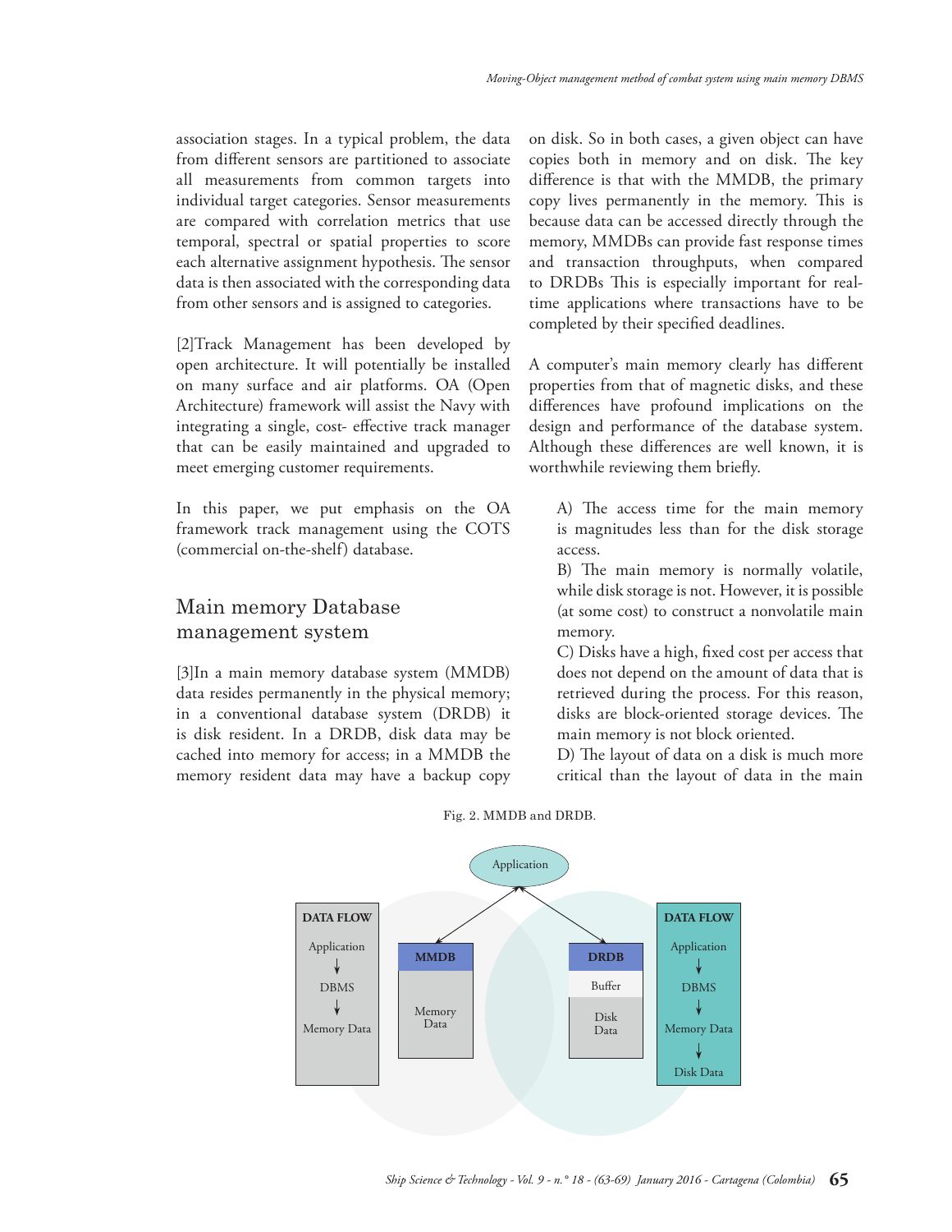association stages. In a typical problem, the data from different sensors are partitioned to associate all measurements from common targets into individual target categories. Sensor measurements are compared with correlation metrics that use temporal, spectral or spatial properties to score each alternative assignment hypothesis. The sensor data is then associated with the corresponding data from other sensors and is assigned to categories.

[2]Track Management has been developed by open architecture. It will potentially be installed on many surface and air platforms. OA (Open Architecture) framework will assist the Navy with integrating a single, cost- effective track manager that can be easily maintained and upgraded to meet emerging customer requirements.

In this paper, we put emphasis on the OA framework track management using the COTS (commercial on-the-shelf) database.

## Main memory Database management system

[3]In a main memory database system (MMDB) data resides permanently in the physical memory; in a conventional database system (DRDB) it is disk resident. In a DRDB, disk data may be cached into memory for access; in a MMDB the memory resident data may have a backup copy on disk. So in both cases, a given object can have copies both in memory and on disk. The key difference is that with the MMDB, the primary copy lives permanently in the memory. This is because data can be accessed directly through the memory, MMDBs can provide fast response times and transaction throughputs, when compared to DRDBs This is especially important for real-time applications where transactions have to be completed by their specified deadlines.

A computer's main memory clearly has different properties from that of magnetic disks, and these differences have profound implications on the design and performance of the database system. Although these differences are well known, it is worthwhile reviewing them briefly.

A) The access time for the main memory is magnitudes less than for the disk storage access.
B) The main memory is normally volatile, while disk storage is not. However, it is possible (at some cost) to construct a nonvolatile main memory.
C) Disks have a high, fixed cost per access that does not depend on the amount of data that is retrieved during the process. For this reason, disks are block-oriented storage devices. The main memory is not block oriented.
D) The layout of data on a disk is much more critical than the layout of data in the main

Fig. 2. MMDB and DRDB.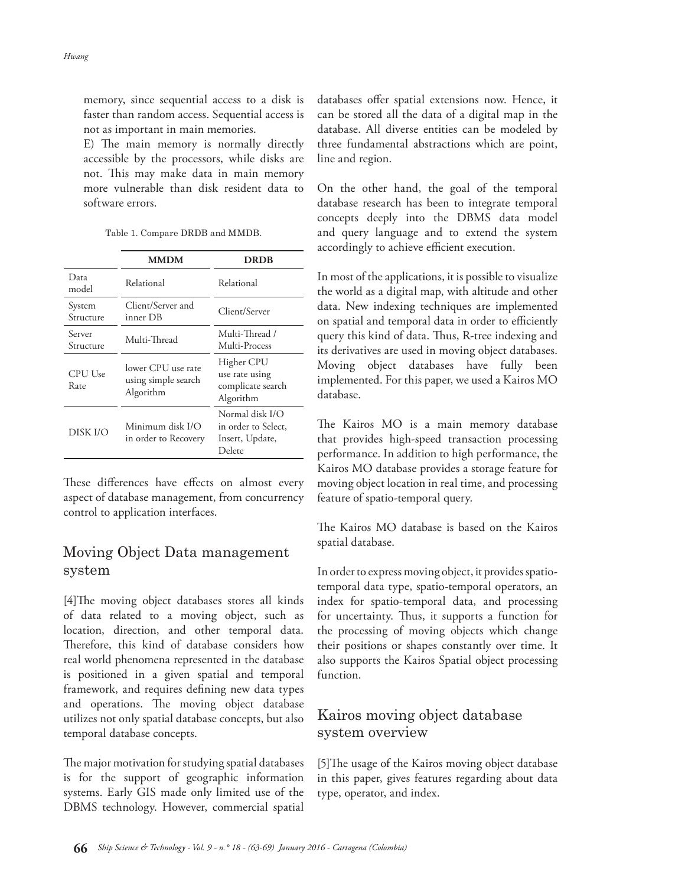memory, since sequential access to a disk is faster than random access. Sequential access is not as important in main memories.

E) The main memory is normally directly accessible by the processors, while disks are not. This may make data in main memory more vulnerable than disk resident data to software errors.

Table 1. Compare DRDB and MMDB.

| | MMDM | DRDB |
|---|---|---|
| Data model | Relational | Relational |
| System Structure | Client/Server and inner DB | Client/Server |
| Server Structure | Multi-Thread | Multi-Thread / Multi-Process |
| CPU Use Rate | lower CPU use rate using simple search Algorithm | Higher CPU use rate using complicate search Algorithm |
| DISK I/O | Minimum disk I/O in order to Recovery | Normal disk I/O in order to Select, Insert, Update, Delete |

These differences have effects on almost every aspect of database management, from concurrency control to application interfaces.

## Moving Object Data management system

[4]The moving object databases stores all kinds of data related to a moving object, such as location, direction, and other temporal data. Therefore, this kind of database considers how real world phenomena represented in the database is positioned in a given spatial and temporal framework, and requires defining new data types and operations. The moving object database utilizes not only spatial database concepts, but also temporal database concepts.

The major motivation for studying spatial databases is for the support of geographic information systems. Early GIS made only limited use of the DBMS technology. However, commercial spatial databases offer spatial extensions now. Hence, it can be stored all the data of a digital map in the database. All diverse entities can be modeled by three fundamental abstractions which are point, line and region.

On the other hand, the goal of the temporal database research has been to integrate temporal concepts deeply into the DBMS data model and query language and to extend the system accordingly to achieve efficient execution.

In most of the applications, it is possible to visualize the world as a digital map, with altitude and other data. New indexing techniques are implemented on spatial and temporal data in order to efficiently query this kind of data. Thus, R-tree indexing and its derivatives are used in moving object databases. Moving object databases have fully been implemented. For this paper, we used a Kairos MO database.

The Kairos MO is a main memory database that provides high-speed transaction processing performance. In addition to high performance, the Kairos MO database provides a storage feature for moving object location in real time, and processing feature of spatio-temporal query.

The Kairos MO database is based on the Kairos spatial database.

In order to express moving object, it provides spatio-temporal data type, spatio-temporal operators, an index for spatio-temporal data, and processing for uncertainty. Thus, it supports a function for the processing of moving objects which change their positions or shapes constantly over time. It also supports the Kairos Spatial object processing function.

## Kairos moving object database system overview

[5]The usage of the Kairos moving object database in this paper, gives features regarding about data type, operator, and index.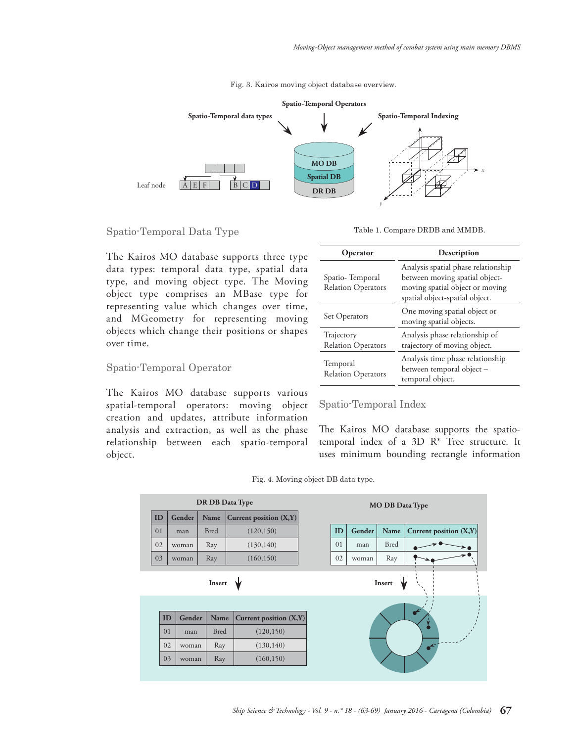Fig. 3. Kairos moving object database overview.

### Spatio-Temporal Data Type

The Kairos MO database supports three type data types: temporal data type, spatial data type, and moving object type. The Moving object type comprises an MBase type for representing value which changes over time, and MGeometry for representing moving objects which change their positions or shapes over time.

### Spatio-Temporal Operator

The Kairos MO database supports various spatial-temporal operators: moving object creation and updates, attribute information analysis and extraction, as well as the phase relationship between each spatio-temporal object.

Table 1. Compare DRDB and MMDB.

| Operator | Description |
|---|---|
| Spatio- Temporal Relation Operators | Analysis spatial phase relationship between moving spatial object-moving spatial object or moving spatial object-spatial object. |
| Set Operators | One moving spatial object or moving spatial objects. |
| Trajectory Relation Operators | Analysis phase relationship of trajectory of moving object. |
| Temporal Relation Operators | Analysis time phase relationship between temporal object – temporal object. |

### Spatio-Temporal Index

The Kairos MO database supports the spatio-temporal index of a 3D R* Tree structure. It uses minimum bounding rectangle information

Fig. 4. Moving object DB data type.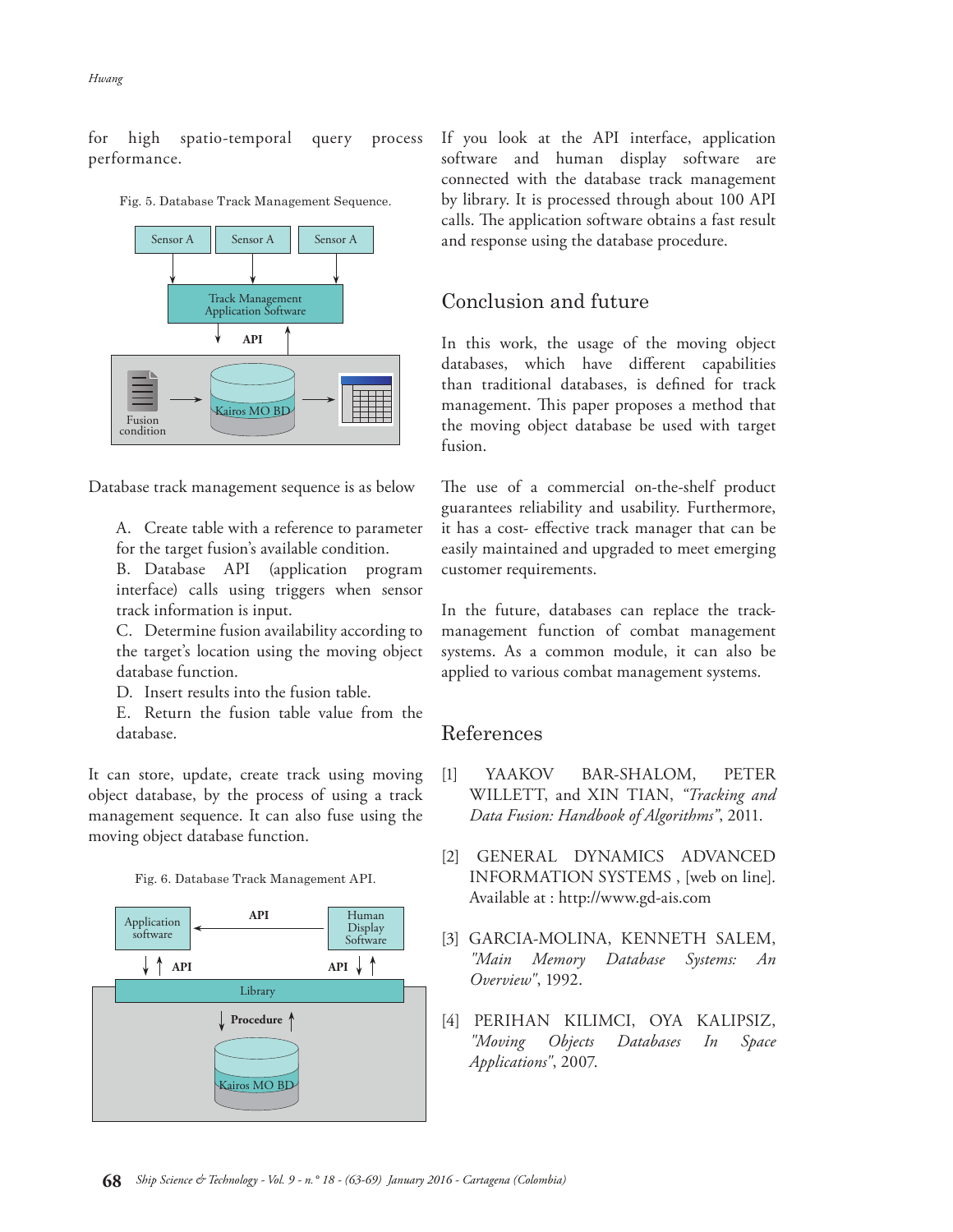for high spatio-temporal query process performance.

Fig. 5. Database Track Management Sequence.

Database track management sequence is as below

A. Create table with a reference to parameter for the target fusion's available condition.
B. Database API (application program interface) calls using triggers when sensor track information is input.
C. Determine fusion availability according to the target's location using the moving object database function.
D. Insert results into the fusion table.
E. Return the fusion table value from the database.

It can store, update, create track using moving object database, by the process of using a track management sequence. It can also fuse using the moving object database function.

Fig. 6. Database Track Management API.

If you look at the API interface, application software and human display software are connected with the database track management by library. It is processed through about 100 API calls. The application software obtains a fast result and response using the database procedure.

## Conclusion and future

In this work, the usage of the moving object databases, which have different capabilities than traditional databases, is defined for track management. This paper proposes a method that the moving object database be used with target fusion.

The use of a commercial on-the-shelf product guarantees reliability and usability. Furthermore, it has a cost- effective track manager that can be easily maintained and upgraded to meet emerging customer requirements.

In the future, databases can replace the track-management function of combat management systems. As a common module, it can also be applied to various combat management systems.

## References

[1] YAAKOV BAR-SHALOM, PETER WILLETT, and XIN TIAN, *"Tracking and Data Fusion: Handbook of Algorithms"*, 2011.

[2] GENERAL DYNAMICS ADVANCED INFORMATION SYSTEMS , [web on line]. Available at : http://www.gd-ais.com

[3] GARCIA-MOLINA, KENNETH SALEM, *"Main Memory Database Systems: An Overview"*, 1992.

[4] PERIHAN KILIMCI, OYA KALIPSIZ, *"Moving Objects Databases In Space Applications"*, 2007.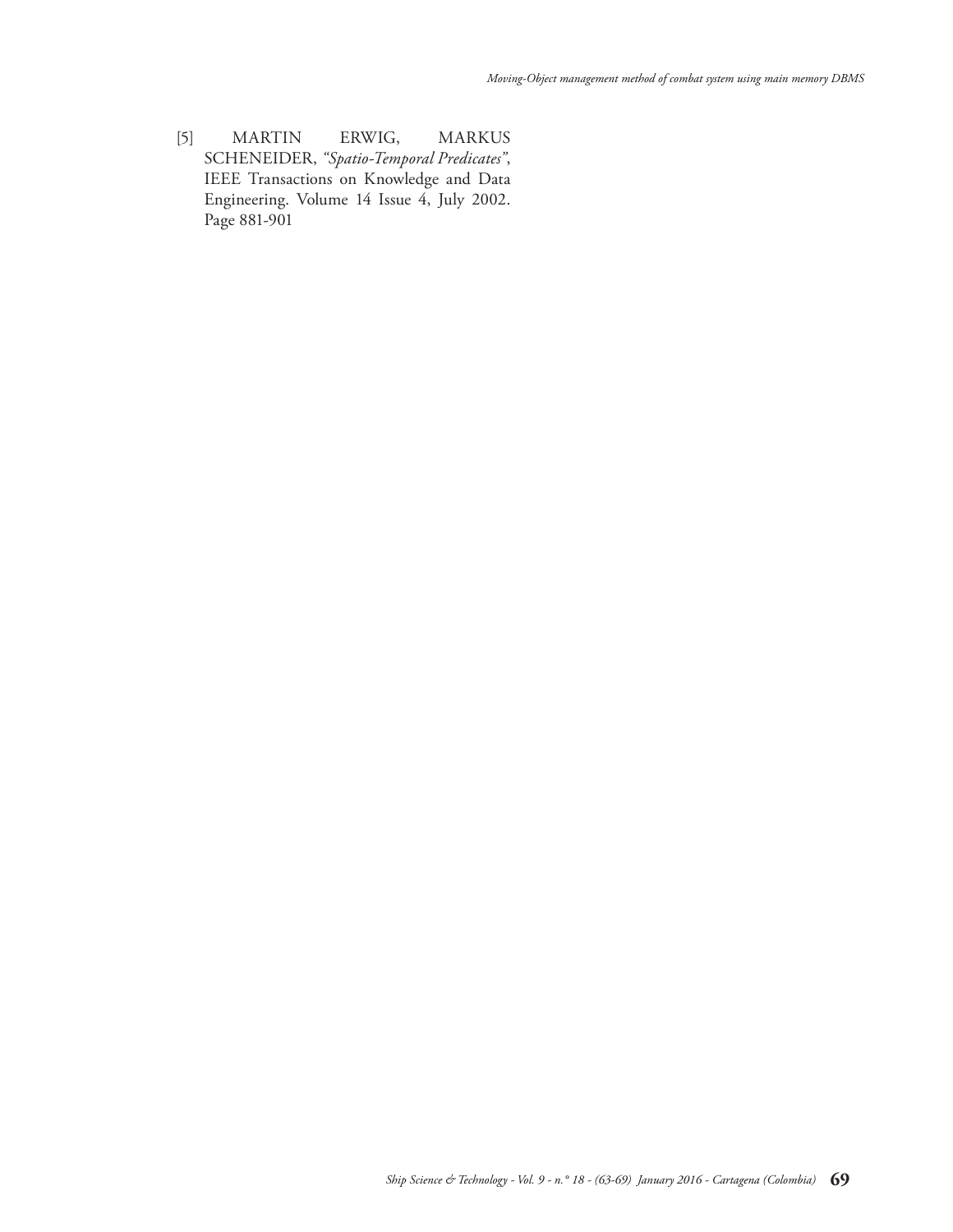[5] MARTIN ERWIG, MARKUS SCHENEIDER, *"Spatio-Temporal Predicates"*, IEEE Transactions on Knowledge and Data Engineering. Volume 14 Issue 4, July 2002. Page 881-901